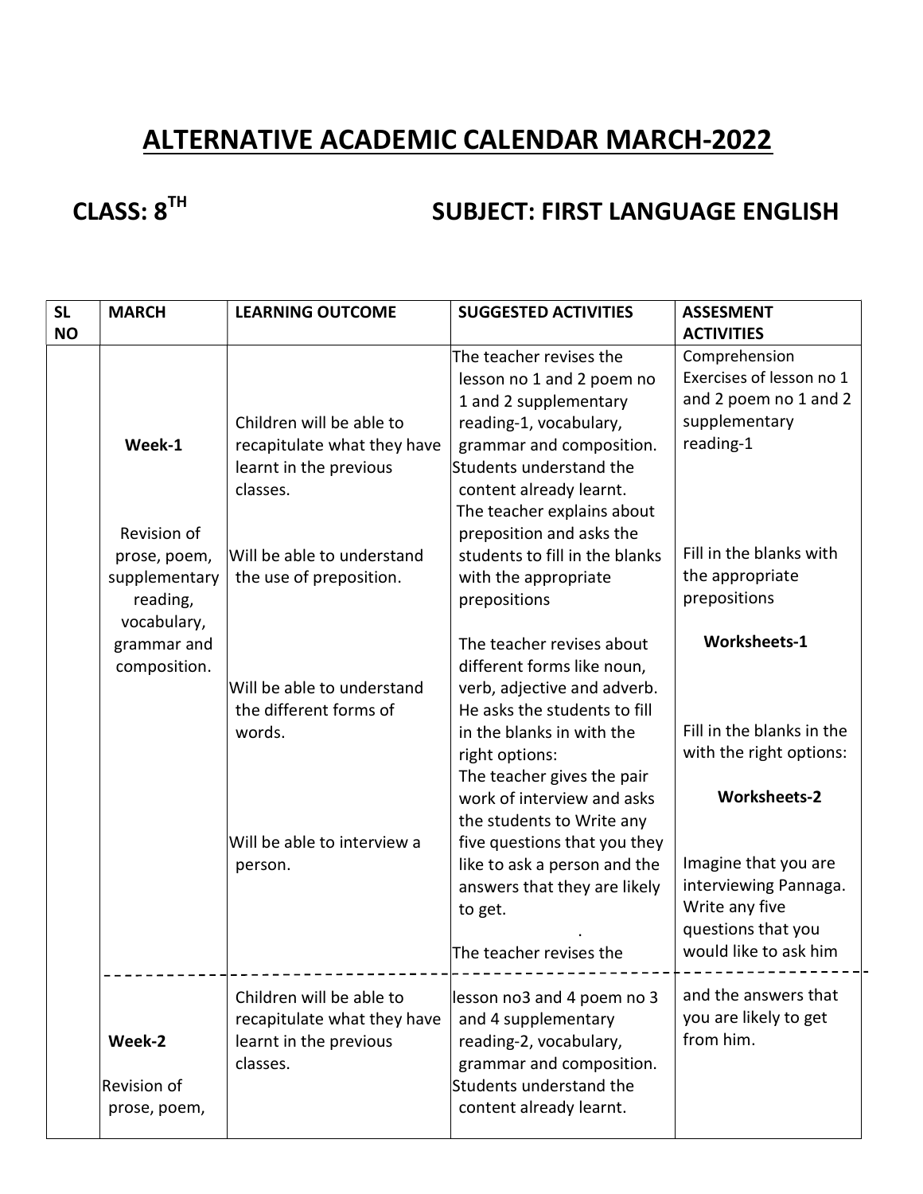# ALTERNATIVE ACADEMIC CALENDAR MARCH-2022

## CLASS: 8TH SUBJECT: FIRST LANGUAGE ENGLISH

| SL NO | MARCH | LEARNING OUTCOME | SUGGESTED ACTIVITIES | ASSESMENT ACTIVITIES |
|---|---|---|---|---|
| | Week-1<br><br>Revision of prose, poem, supplementary reading, vocabulary, grammar and composition. | Children will be able to recapitulate what they have learnt in the previous classes.<br><br>Will be able to understand the use of preposition.<br><br>Will be able to understand the different forms of words.<br><br>Will be able to interview a person. | The teacher revises the lesson no 1 and 2 poem no 1 and 2 supplementary reading-1, vocabulary, grammar and composition. Students understand the content already learnt.<br>The teacher explains about preposition and asks the students to fill in the blanks with the appropriate prepositions<br><br>The teacher revises about different forms like noun, verb, adjective and adverb. He asks the students to fill in the blanks in with the right options:<br>The teacher gives the pair work of interview and asks the students to Write any five questions that you they like to ask a person and the answers that they are likely to get.<br>.<br>The teacher revises the | Comprehension Exercises of lesson no 1 and 2 poem no 1 and 2 supplementary reading-1<br><br>Fill in the blanks with the appropriate prepositions<br><br>**Worksheets-1**<br><br>Fill in the blanks in the with the right options:<br><br>**Worksheets-2**<br><br>Imagine that you are interviewing Pannaga. Write any five questions that you would like to ask him |
| | Week-2<br><br>Revision of prose, poem, | Children will be able to recapitulate what they have learnt in the previous classes. | lesson no3 and 4 poem no 3 and 4 supplementary reading-2, vocabulary, grammar and composition. Students understand the content already learnt. | and the answers that you are likely to get from him. |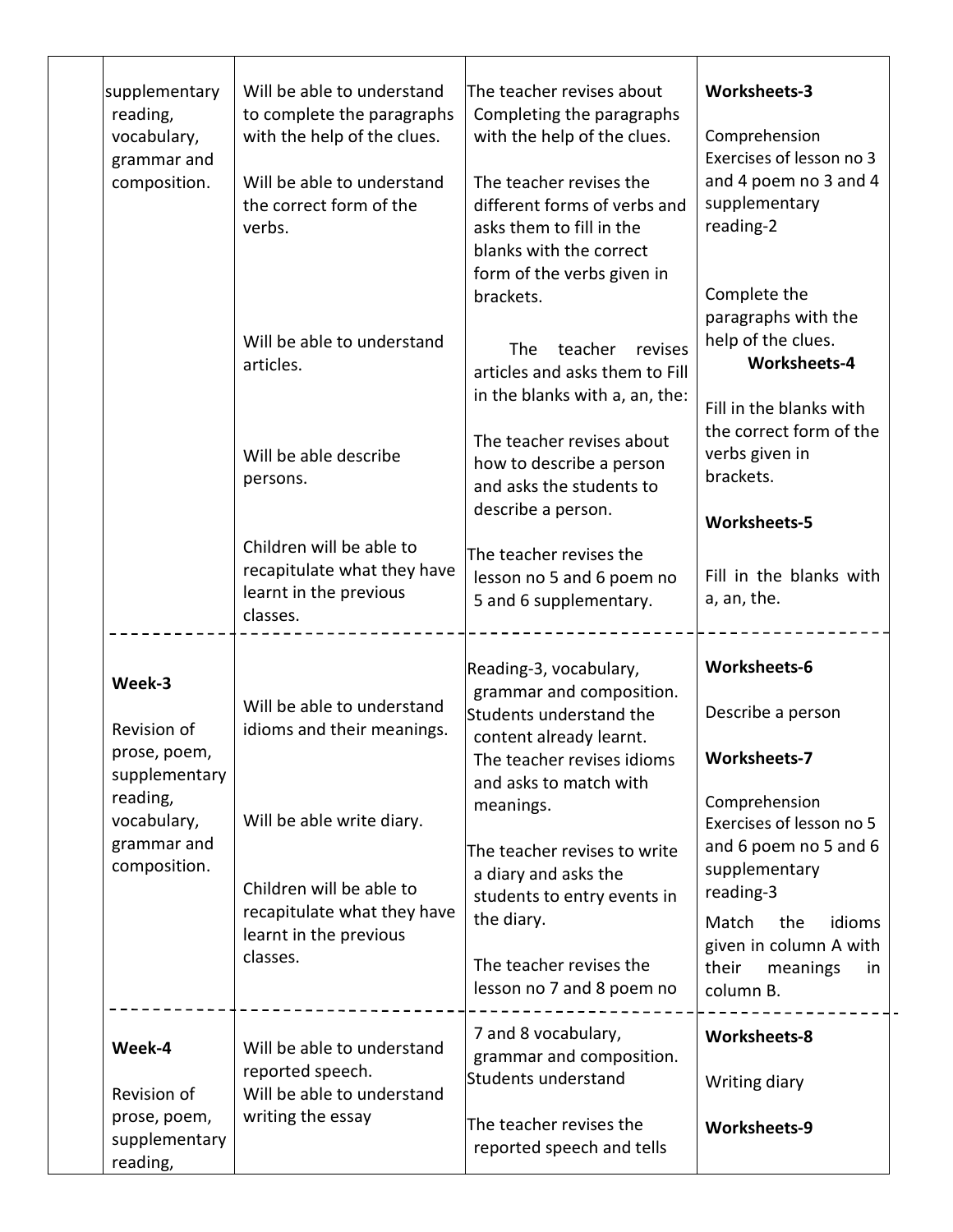| | | | | |
|---|---|---|---|---|
| | supplementary reading, vocabulary, grammar and composition. | Will be able to understand to complete the paragraphs with the help of the clues.<br><br>Will be able to understand the correct form of the verbs.<br><br>Will be able to understand articles.<br><br>Will be able describe persons.<br><br>Children will be able to recapitulate what they have learnt in the previous classes. | The teacher revises about Completing the paragraphs with the help of the clues.<br><br>The teacher revises the different forms of verbs and asks them to fill in the blanks with the correct form of the verbs given in brackets.<br><br>The teacher revises articles and asks them to Fill in the blanks with a, an, the:<br><br>The teacher revises about how to describe a person and asks the students to describe a person.<br><br>The teacher revises the lesson no 5 and 6 poem no 5 and 6 supplementary. | **Worksheets-3**<br><br>Comprehension Exercises of lesson no 3 and 4 poem no 3 and 4 supplementary reading-2<br><br>Complete the paragraphs with the help of the clues.<br>**Worksheets-4**<br><br>Fill in the blanks with the correct form of the verbs given in brackets.<br><br>**Worksheets-5**<br><br>Fill in the blanks with a, an, the. |
| | **Week-3**<br><br>Revision of prose, poem, supplementary reading, vocabulary, grammar and composition. | Will be able to understand idioms and their meanings.<br><br>Will be able write diary.<br><br>Children will be able to recapitulate what they have learnt in the previous classes. | Reading-3, vocabulary, grammar and composition. Students understand the content already learnt. The teacher revises idioms and asks to match with meanings.<br><br>The teacher revises to write a diary and asks the students to entry events in the diary.<br><br>The teacher revises the lesson no 7 and 8 poem no | **Worksheets-6**<br><br>Describe a person<br><br>**Worksheets-7**<br><br>Comprehension Exercises of lesson no 5 and 6 poem no 5 and 6 supplementary reading-3<br><br>Match the idioms given in column A with their meanings in column B. |
| | **Week-4**<br><br>Revision of prose, poem, supplementary reading, | Will be able to understand reported speech.<br>Will be able to understand writing the essay | 7 and 8 vocabulary, grammar and composition. Students understand<br><br>The teacher revises the reported speech and tells | **Worksheets-8**<br><br>Writing diary<br><br>**Worksheets-9** |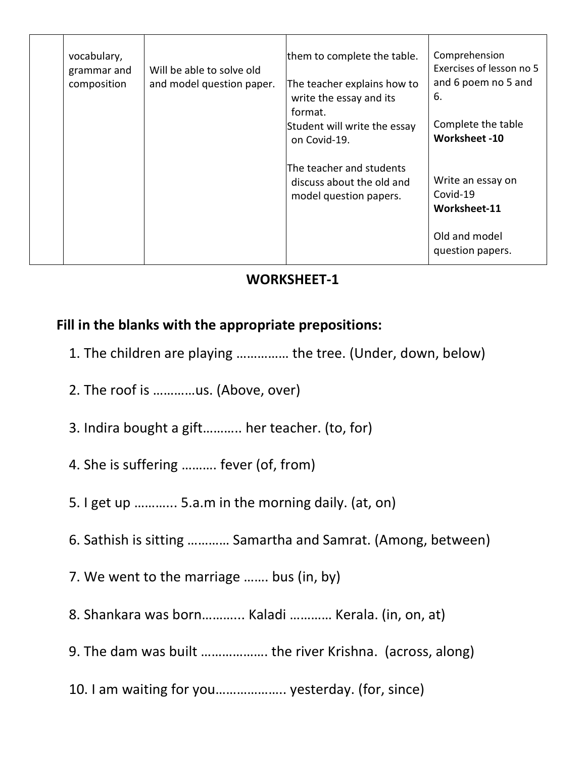|  | vocabulary, grammar and composition | Will be able to solve old and model question paper. | them to complete the table.<br><br>The teacher explains how to write the essay and its format.<br>Student will write the essay on Covid-19.<br><br>The teacher and students discuss about the old and model question papers. | Comprehension Exercises of lesson no 5 and 6 poem no 5 and 6.<br><br>Complete the table **Worksheet -10**<br><br>Write an essay on Covid-19 **Worksheet-11**<br><br>Old and model question papers. |
|---|---|---|---|---|

## WORKSHEET-1

### Fill in the blanks with the appropriate prepositions:

1. The children are playing …………… the tree. (Under, down, below)
2. The roof is …………us. (Above, over)
3. Indira bought a gift……….. her teacher. (to, for)
4. She is suffering ………. fever (of, from)
5. I get up ……….. 5.a.m in the morning daily. (at, on)
6. Sathish is sitting ………… Samartha and Samrat. (Among, between)
7. We went to the marriage ……. bus (in, by)
8. Shankara was born……….. Kaladi ………… Kerala. (in, on, at)
9. The dam was built ………………. the river Krishna. (across, along)
10. I am waiting for you……………….. yesterday. (for, since)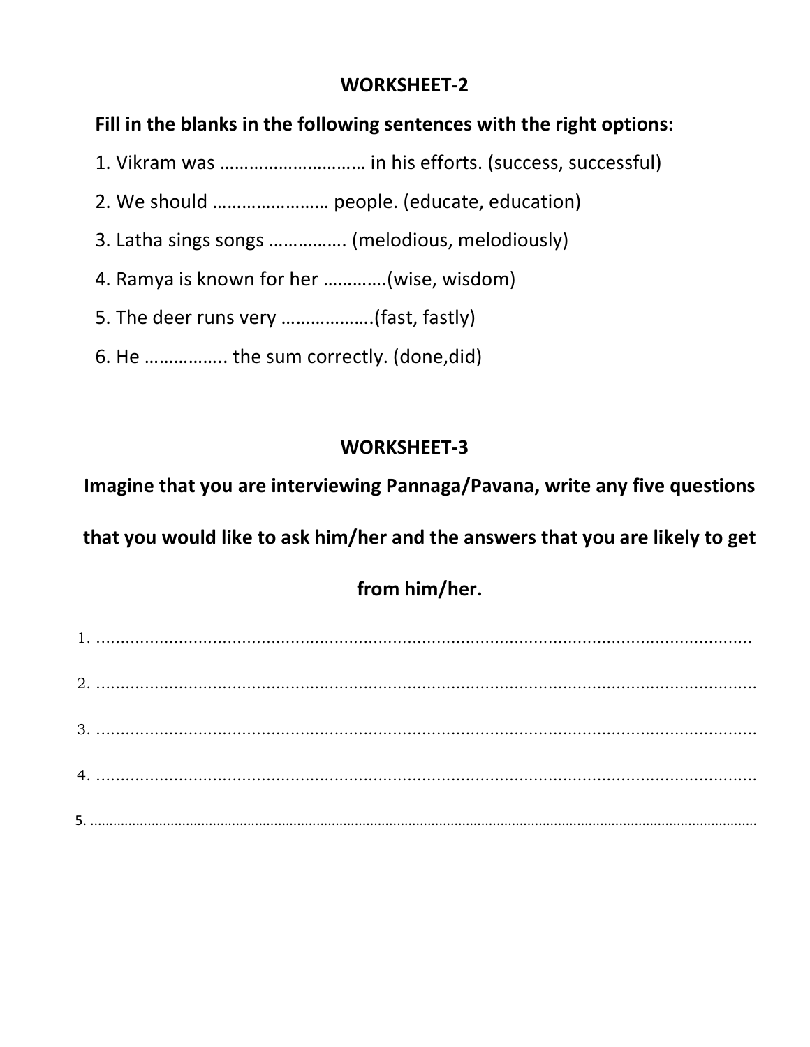## WORKSHEET-2

**Fill in the blanks in the following sentences with the right options:**

1. Vikram was ……………………….. in his efforts. (success, successful)
2. We should …………………… people. (educate, education)
3. Latha sings songs ……………. (melodious, melodiously)
4. Ramya is known for her …………(wise, wisdom)
5. The deer runs very ……………….(fast, fastly)
6. He …………….. the sum correctly. (done,did)

## WORKSHEET-3

**Imagine that you are interviewing Pannaga/Pavana, write any five questions that you would like to ask him/her and the answers that you are likely to get from him/her.**

1. .......................................................................................................................................
2. .......................................................................................................................................
3. .......................................................................................................................................
4. .......................................................................................................................................
5. .......................................................................................................................................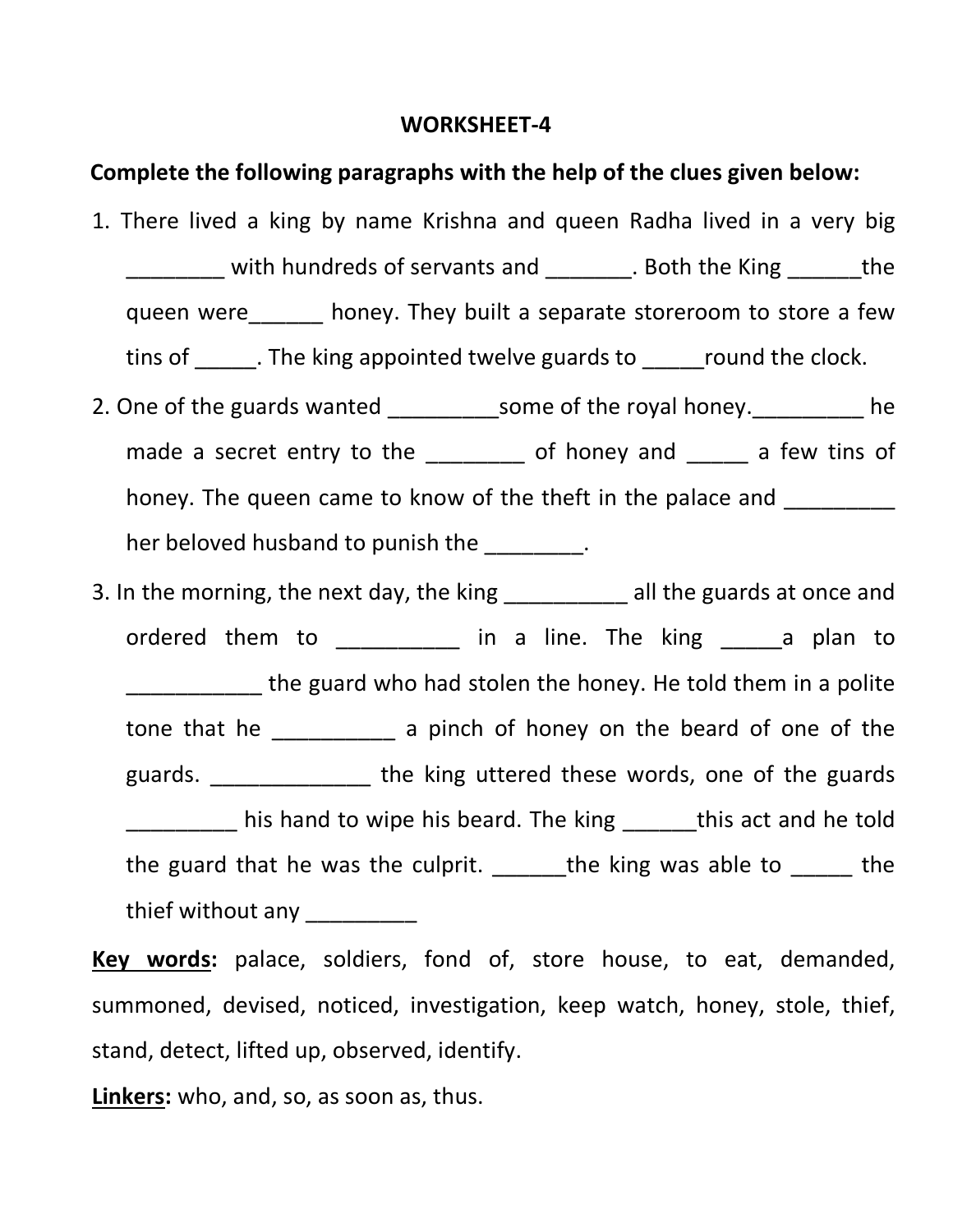**WORKSHEET-4**

**Complete the following paragraphs with the help of the clues given below:**

1. There lived a king by name Krishna and queen Radha lived in a very big ________ with hundreds of servants and _______. Both the King ______the queen were______ honey. They built a separate storeroom to store a few tins of _____. The king appointed twelve guards to _____round the clock.

2. One of the guards wanted _________some of the royal honey._________ he made a secret entry to the ________ of honey and _____ a few tins of honey. The queen came to know of the theft in the palace and _________ her beloved husband to punish the ________.

3. In the morning, the next day, the king __________ all the guards at once and ordered them to __________ in a line. The king _____a plan to ___________ the guard who had stolen the honey. He told them in a polite tone that he __________ a pinch of honey on the beard of one of the guards. _____________ the king uttered these words, one of the guards _________ his hand to wipe his beard. The king ______this act and he told the guard that he was the culprit. ______the king was able to _____ the thief without any _________

**<u>Key words</u>:** palace, soldiers, fond of, store house, to eat, demanded, summoned, devised, noticed, investigation, keep watch, honey, stole, thief, stand, detect, lifted up, observed, identify.

**<u>Linkers</u>:** who, and, so, as soon as, thus.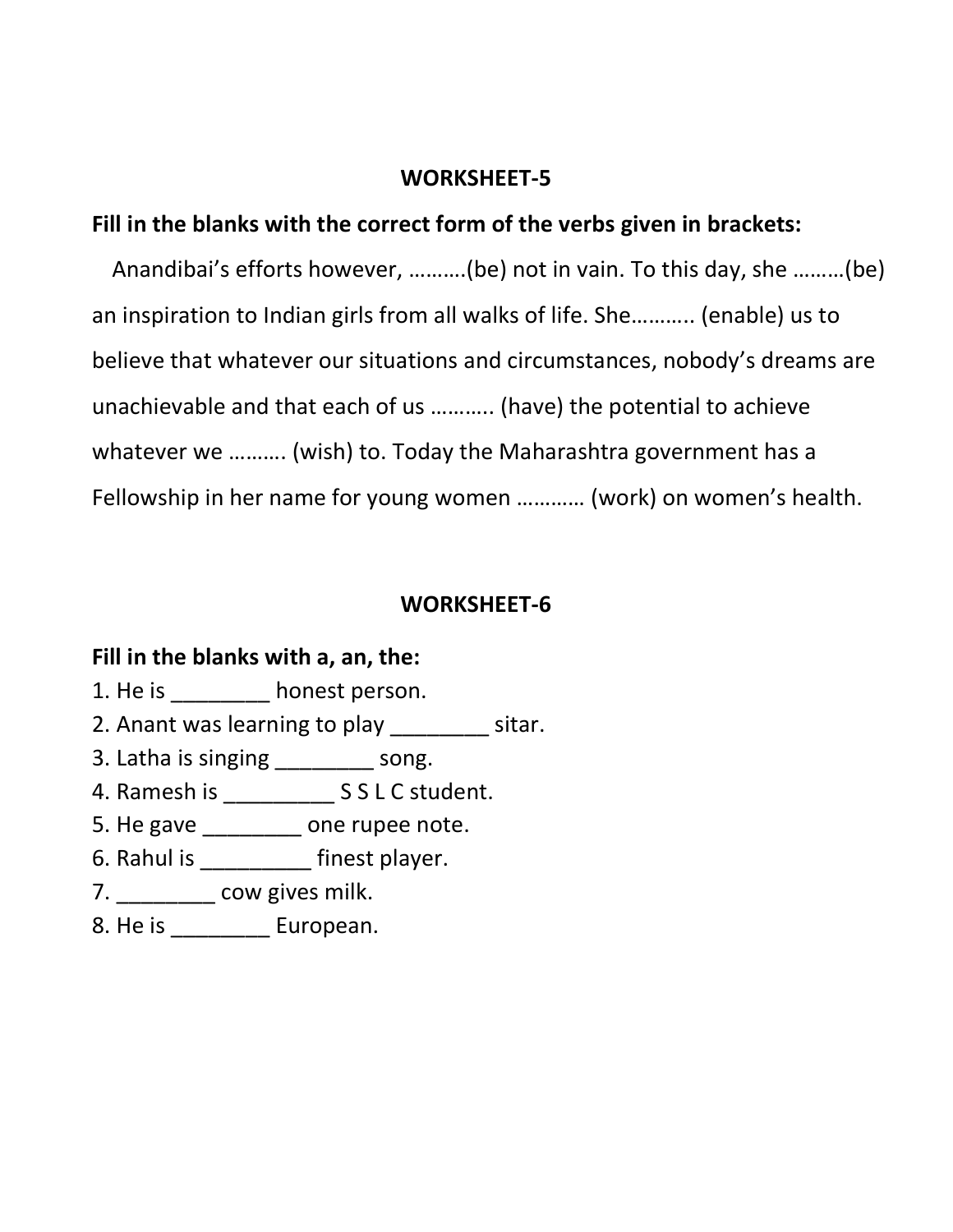## WORKSHEET-5

**Fill in the blanks with the correct form of the verbs given in brackets:**

Anandibai's efforts however, ……….(be) not in vain. To this day, she ………(be) an inspiration to Indian girls from all walks of life. She……….. (enable) us to believe that whatever our situations and circumstances, nobody's dreams are unachievable and that each of us ……….. (have) the potential to achieve whatever we ………. (wish) to. Today the Maharashtra government has a Fellowship in her name for young women ………… (work) on women's health.

## WORKSHEET-6

**Fill in the blanks with a, an, the:**

1. He is ________ honest person.
2. Anant was learning to play ________ sitar.
3. Latha is singing ________ song.
4. Ramesh is _________ S S L C student.
5. He gave ________ one rupee note.
6. Rahul is _________ finest player.
7. ________ cow gives milk.
8. He is ________ European.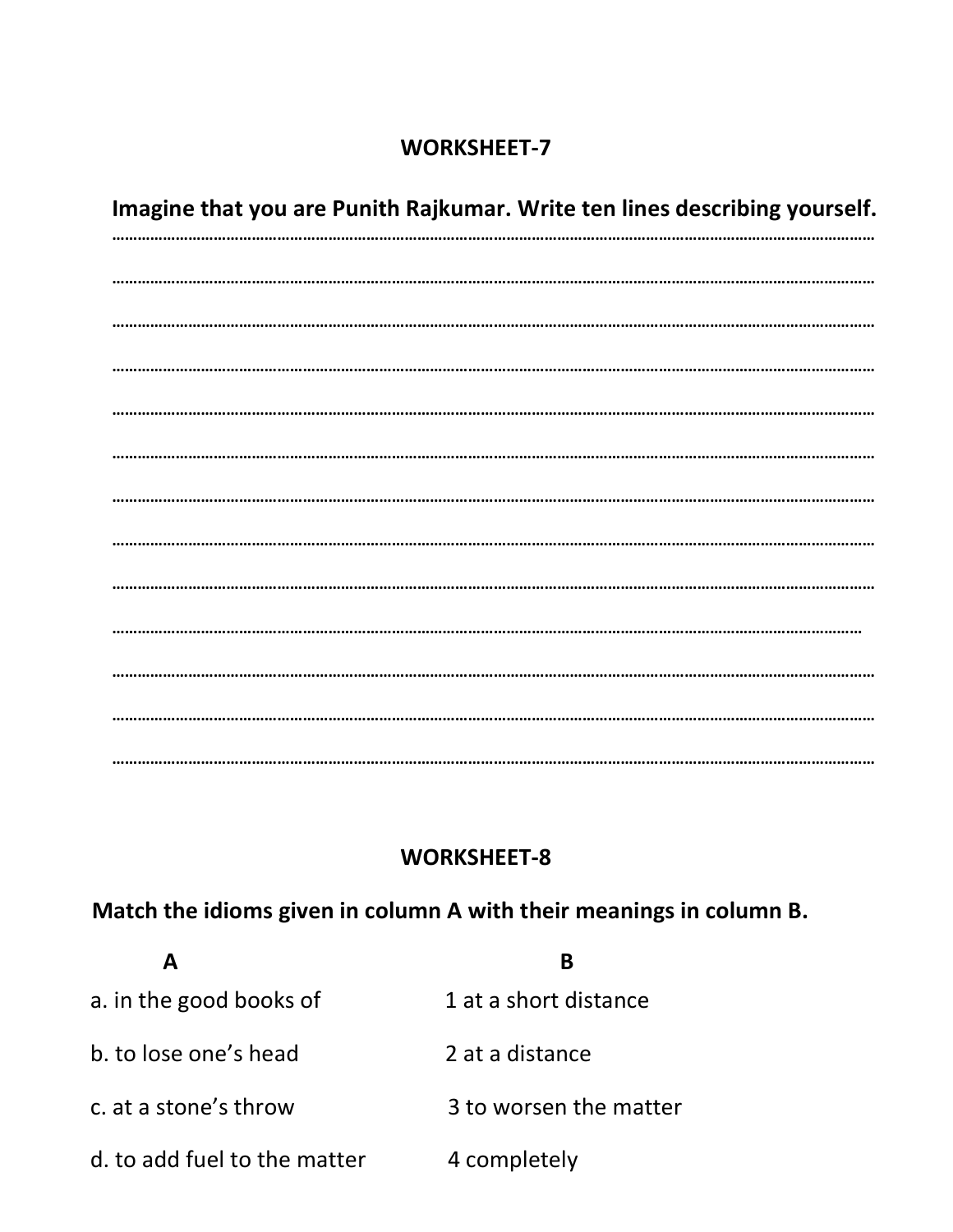## WORKSHEET-7

**Imagine that you are Punith Rajkumar. Write ten lines describing yourself.**

.................................................................................................................................................................

.................................................................................................................................................................

.................................................................................................................................................................

.................................................................................................................................................................

.................................................................................................................................................................

.................................................................................................................................................................

.................................................................................................................................................................

.................................................................................................................................................................

.................................................................................................................................................................

.................................................................................................................................................................

.................................................................................................................................................................

.................................................................................................................................................................

.................................................................................................................................................................

## WORKSHEET-8

**Match the idioms given in column A with their meanings in column B.**

| A | B |
|---|---|
| a. in the good books of | 1 at a short distance |
| b. to lose one's head | 2 at a distance |
| c. at a stone's throw | 3 to worsen the matter |
| d. to add fuel to the matter | 4 completely |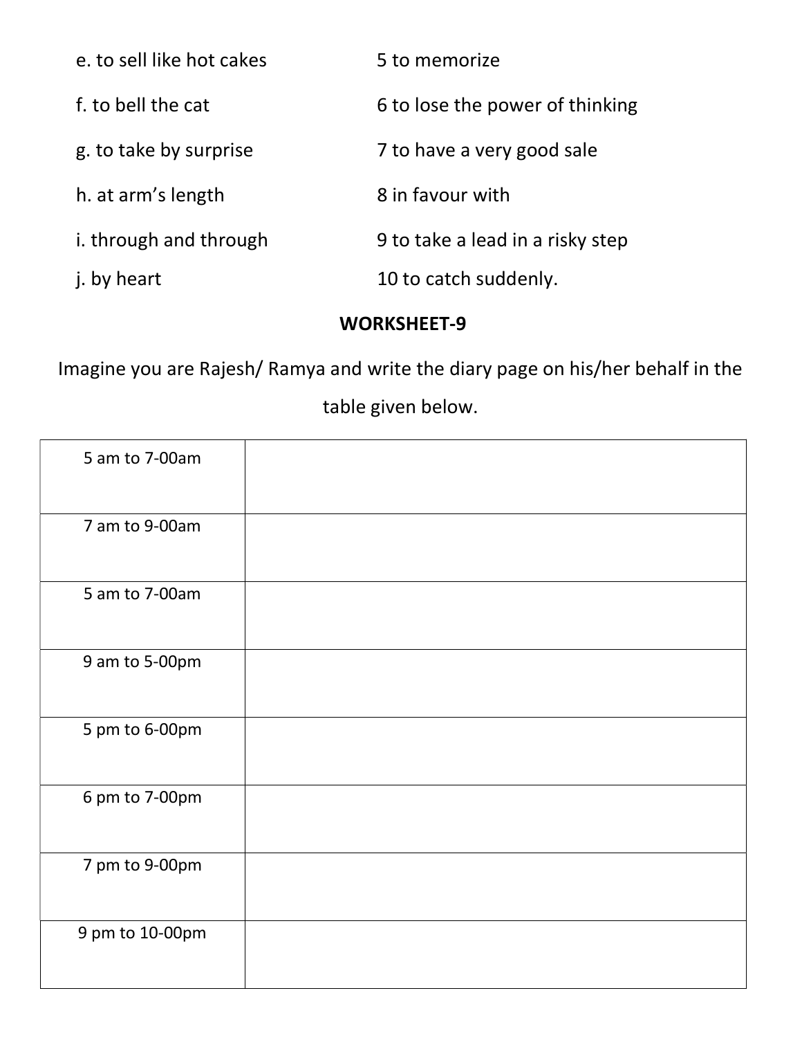| | |
|---|---|
| e. to sell like hot cakes | 5 to memorize |
| f. to bell the cat | 6 to lose the power of thinking |
| g. to take by surprise | 7 to have a very good sale |
| h. at arm's length | 8 in favour with |
| i. through and through | 9 to take a lead in a risky step |
| j. by heart | 10 to catch suddenly. |

## WORKSHEET-9

Imagine you are Rajesh/ Ramya and write the diary page on his/her behalf in the table given below.

| | |
|---|---|
| 5 am to 7-00am | |
| 7 am to 9-00am | |
| 5 am to 7-00am | |
| 9 am to 5-00pm | |
| 5 pm to 6-00pm | |
| 6 pm to 7-00pm | |
| 7 pm to 9-00pm | |
| 9 pm to 10-00pm | |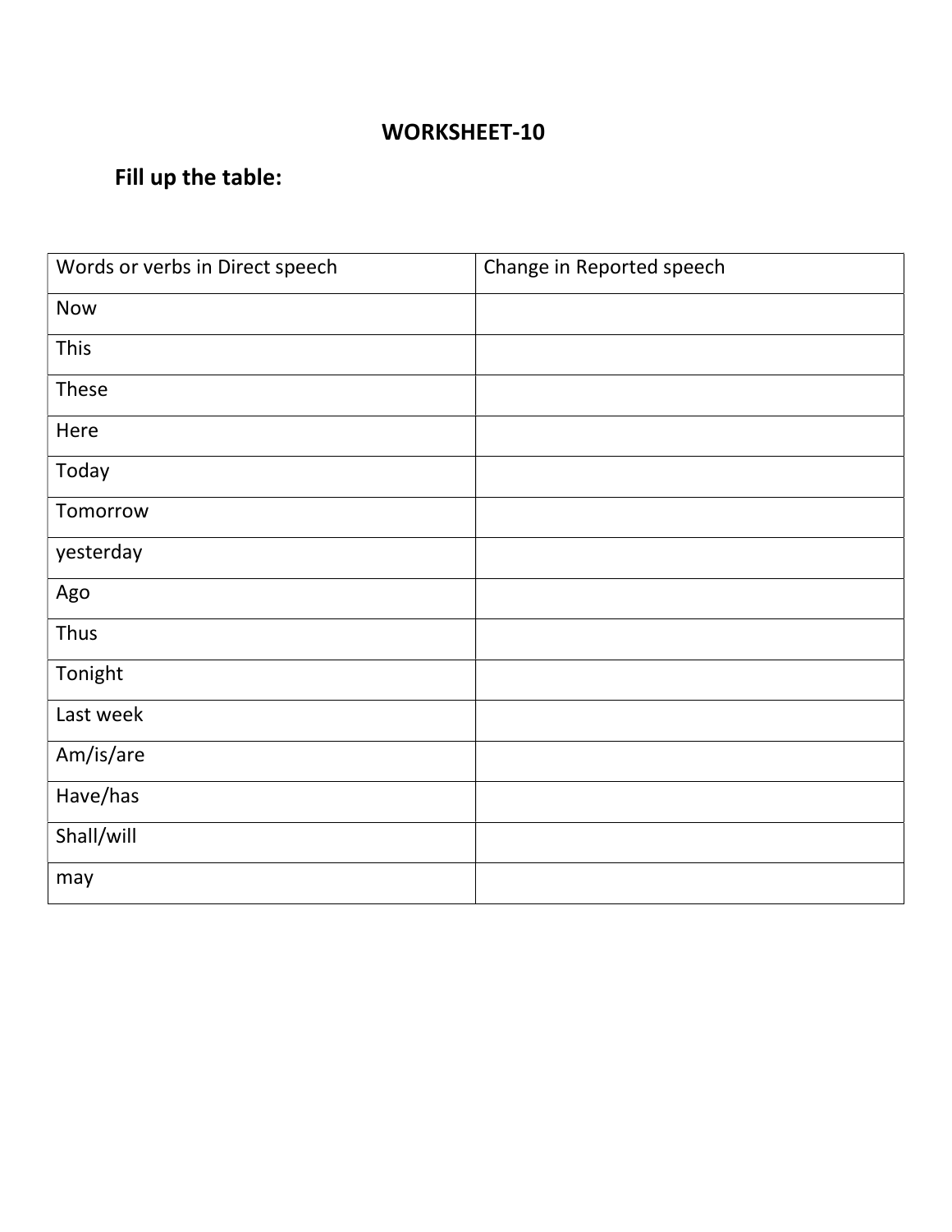# WORKSHEET-10

## Fill up the table:

| Words or verbs in Direct speech | Change in Reported speech |
|---|---|
| Now | |
| This | |
| These | |
| Here | |
| Today | |
| Tomorrow | |
| yesterday | |
| Ago | |
| Thus | |
| Tonight | |
| Last week | |
| Am/is/are | |
| Have/has | |
| Shall/will | |
| may | |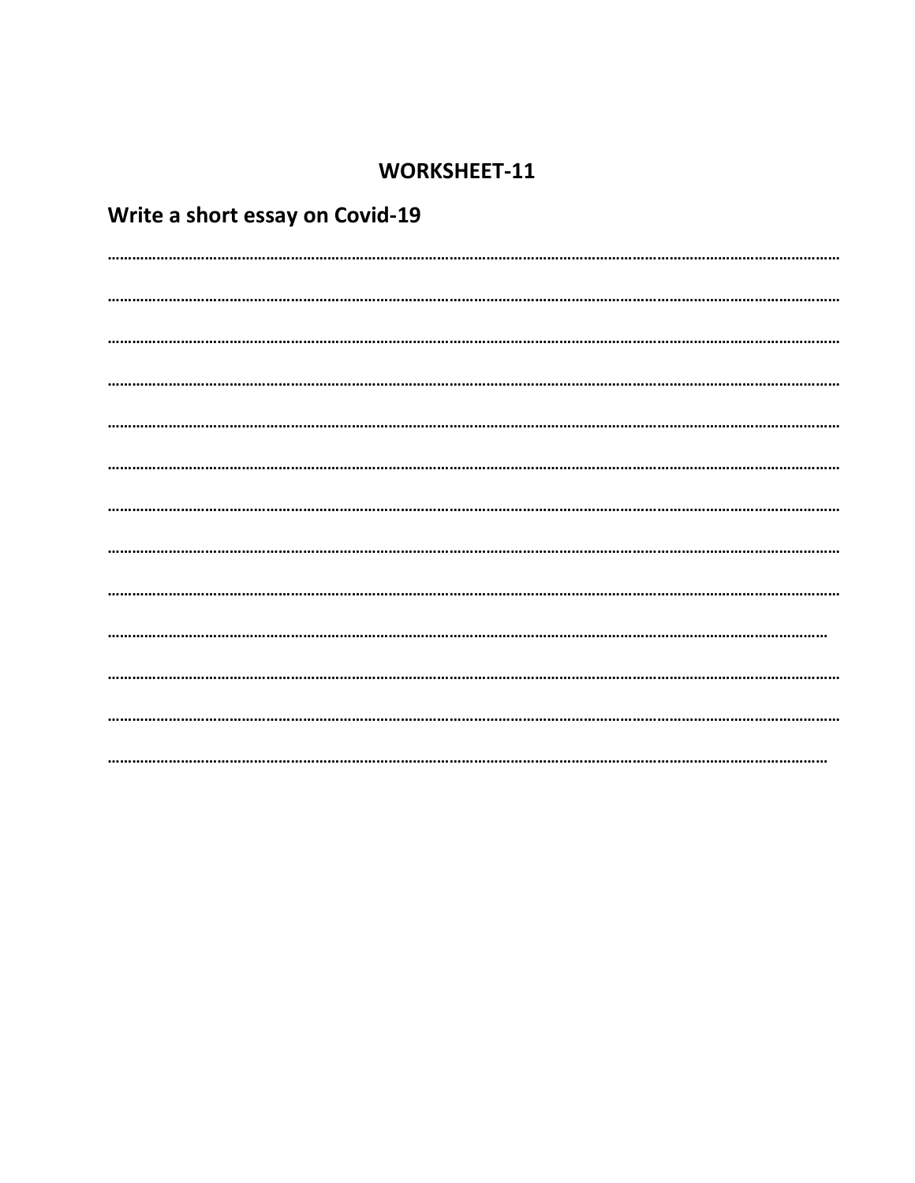## WORKSHEET-11

### Write a short essay on Covid-19

……………………………………………………………………………………………………………………………………………………

……………………………………………………………………………………………………………………………………………………

……………………………………………………………………………………………………………………………………………………

……………………………………………………………………………………………………………………………………………………

……………………………………………………………………………………………………………………………………………………

……………………………………………………………………………………………………………………………………………………

……………………………………………………………………………………………………………………………………………………

……………………………………………………………………………………………………………………………………………………

……………………………………………………………………………………………………………………………………………………

…………………………………………………………………………………………………………………………………………………

……………………………………………………………………………………………………………………………………………………

……………………………………………………………………………………………………………………………………………………

…………………………………………………………………………………………………………………………………………………